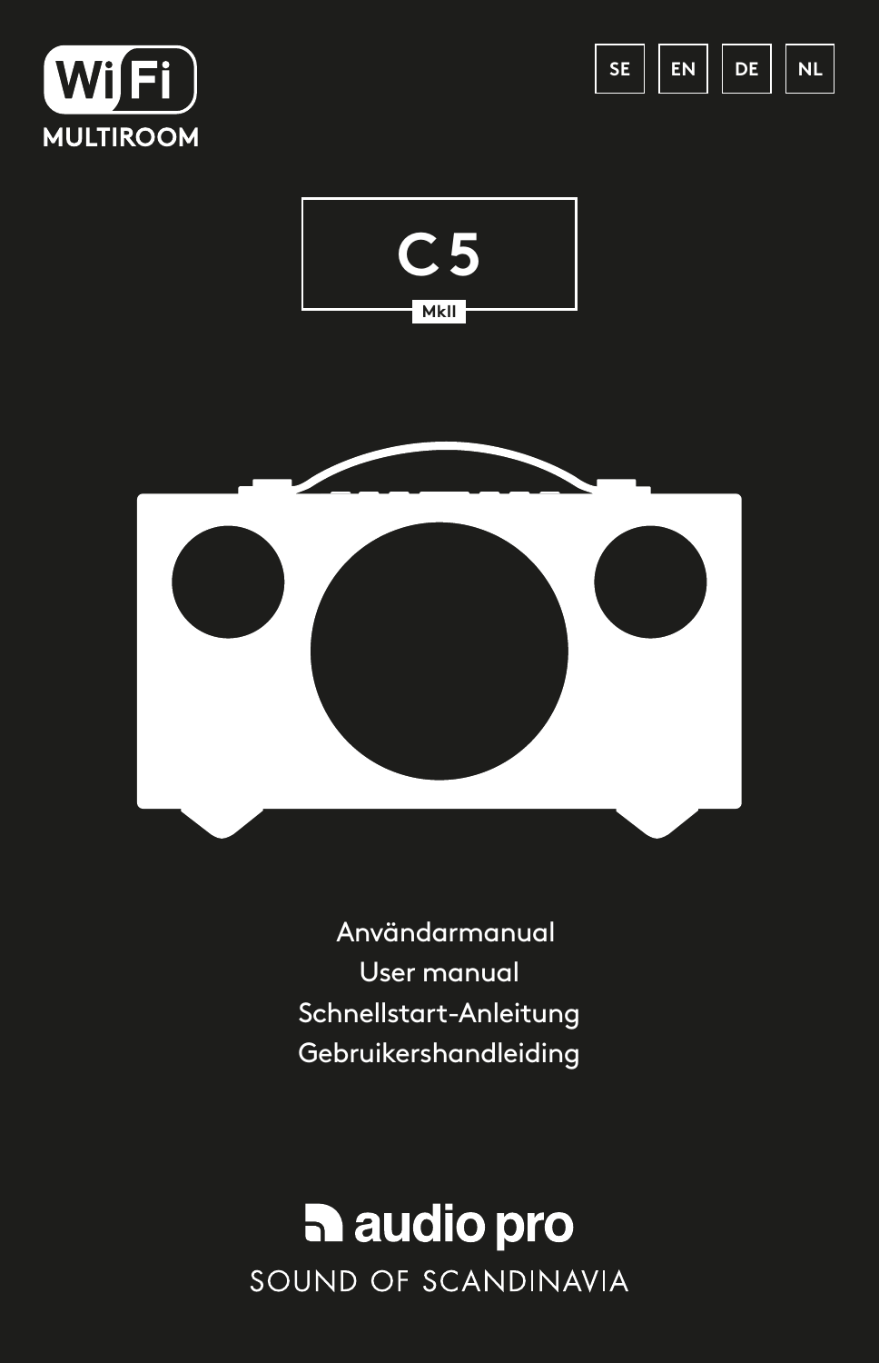WiFi MULTIROOM

SE | EN | DE | NL

# C5

MkII

Användarmanual

User manual

Schnellstart-Anleitung

Gebruikershandleiding

audio pro

SOUND OF SCANDINAVIA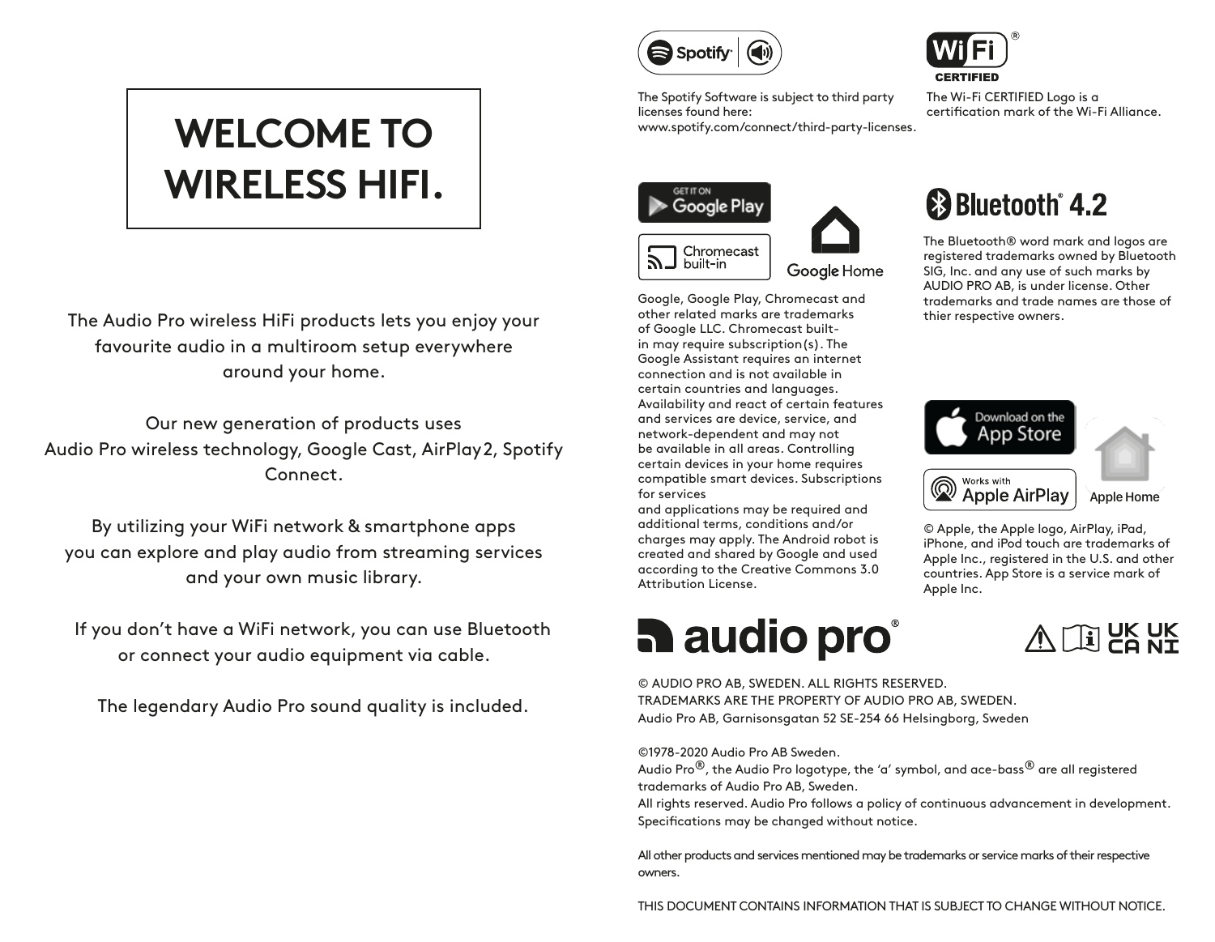# WELCOME TO WIRELESS HIFI.

The Audio Pro wireless HiFi products lets you enjoy your favourite audio in a multiroom setup everywhere around your home.

Our new generation of products uses Audio Pro wireless technology, Google Cast, AirPlay2, Spotify Connect.

By utilizing your WiFi network & smartphone apps you can explore and play audio from streaming services and your own music library.

If you don't have a WiFi network, you can use Bluetooth or connect your audio equipment via cable.

The legendary Audio Pro sound quality is included.

The Spotify Software is subject to third party licenses found here: www.spotify.com/connect/third-party-licenses.

The Wi-Fi CERTIFIED Logo is a certification mark of the Wi-Fi Alliance.

Google, Google Play, Chromecast and other related marks are trademarks of Google LLC. Chromecast built-in may require subscription(s). The Google Assistant requires an internet connection and is not available in certain countries and languages. Availability and react of certain features and services are device, service, and network-dependent and may not be available in all areas. Controlling certain devices in your home requires compatible smart devices. Subscriptions for services and applications may be required and additional terms, conditions and/or charges may apply. The Android robot is created and shared by Google and used according to the Creative Commons 3.0 Attribution License.

Bluetooth® 4.2

The Bluetooth® word mark and logos are registered trademarks owned by Bluetooth SIG, Inc. and any use of such marks by AUDIO PRO AB, is under license. Other trademarks and trade names are those of thier respective owners.

© Apple, the Apple logo, AirPlay, iPad, iPhone, and iPod touch are trademarks of Apple Inc., registered in the U.S. and other countries. App Store is a service mark of Apple Inc.

© AUDIO PRO AB, SWEDEN. ALL RIGHTS RESERVED.
TRADEMARKS ARE THE PROPERTY OF AUDIO PRO AB, SWEDEN.
Audio Pro AB, Garnisonsgatan 52 SE-254 66 Helsingborg, Sweden

©1978-2020 Audio Pro AB Sweden.
Audio Pro®, the Audio Pro logotype, the 'a' symbol, and ace-bass® are all registered trademarks of Audio Pro AB, Sweden.
All rights reserved. Audio Pro follows a policy of continuous advancement in development. Specifications may be changed without notice.

All other products and services mentioned may be trademarks or service marks of their respective owners.

THIS DOCUMENT CONTAINS INFORMATION THAT IS SUBJECT TO CHANGE WITHOUT NOTICE.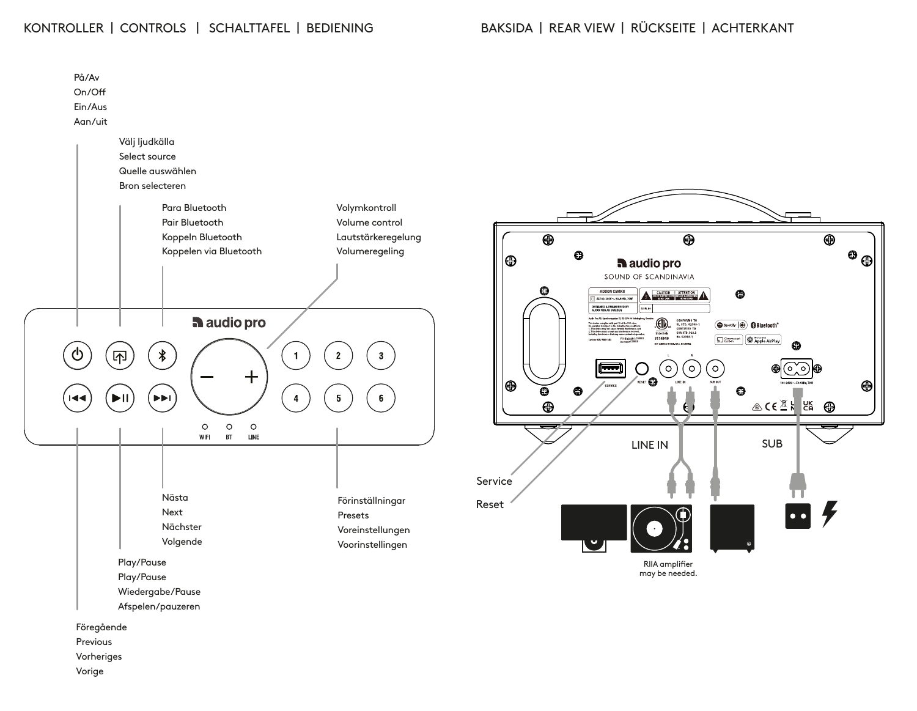## KONTROLLER | CONTROLS | SCHALTTAFEL | BEDIENING

På/Av
On/Off
Ein/Aus
Aan/uit

Välj ljudkälla
Select source
Quelle auswählen
Bron selecteren

Para Bluetooth
Pair Bluetooth
Koppeln Bluetooth
Koppelen via Bluetooth

Volymkontroll
Volume control
Lautstärkeregelung
Volumeregeling

Nästa
Next
Nächster
Volgende

Förinställningar
Presets
Voreinstellungen
Voorinstellingen

Play/Pause
Play/Pause
Wiedergabe/Pause
Afspelen/pauzeren

Föregående
Previous
Vorheriges
Vorige

## BAKSIDA | REAR VIEW | RÜCKSEITE | ACHTERKANT

Service

Reset

LINE IN

SUB

RIIA amplifier may be needed.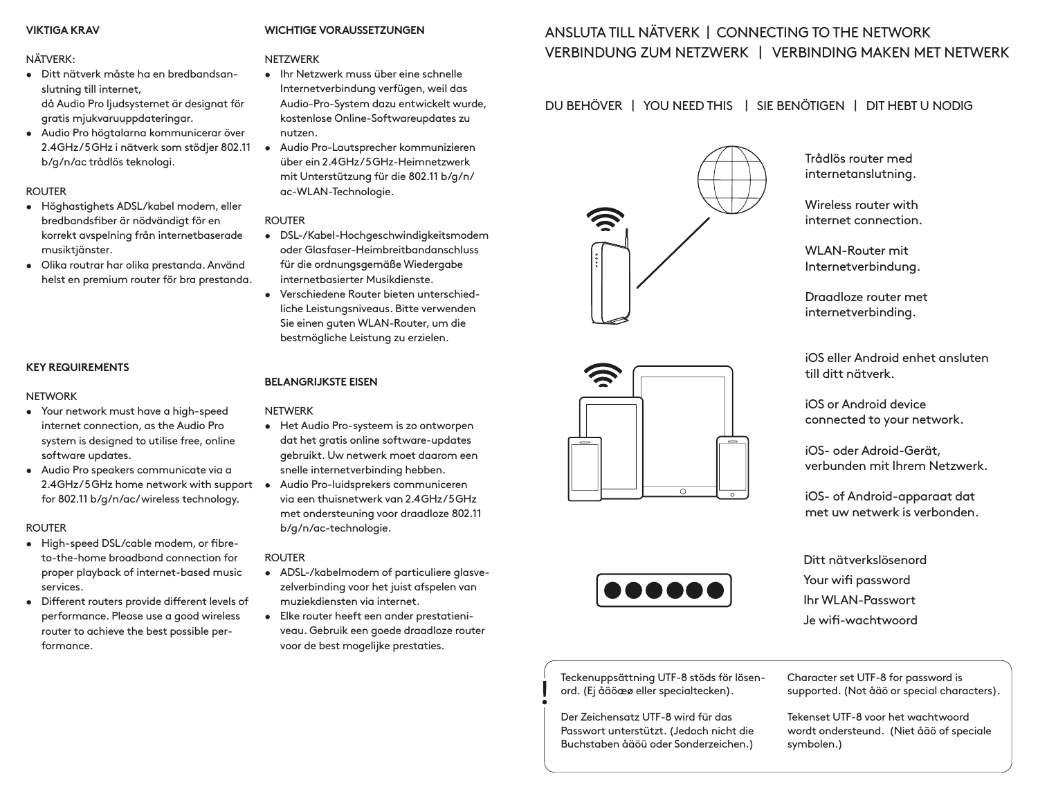**VIKTIGA KRAV**

NÄTVERK:

- Ditt nätverk måste ha en bredbandsanslutning till internet, då Audio Pro ljudsystemet är designat för gratis mjukvaruuppdateringar.
- Audio Pro högtalarna kommunicerar över 2.4GHz/5GHz i nätverk som stödjer 802.11 b/g/n/ac trådlös teknologi.

ROUTER

- Höghastighets ADSL/kabel modem, eller bredbandsfiber är nödvändigt för en korrekt avspelning från internetbaserade musiktjänster.
- Olika routrar har olika prestanda. Använd helst en premium router för bra prestanda.

**KEY REQUIREMENTS**

NETWORK

- Your network must have a high-speed internet connection, as the Audio Pro system is designed to utilise free, online software updates.
- Audio Pro speakers communicate via a 2.4GHz/5GHz home network with support for 802.11 b/g/n/ac/ wireless technology.

ROUTER

- High-speed DSL/cable modem, or fibre-to-the-home broadband connection for proper playback of internet-based music services.
- Different routers provide different levels of performance. Please use a good wireless router to achieve the best possible performance.

**WICHTIGE VORAUSSETZUNGEN**

NETZWERK

- Ihr Netzwerk muss über eine schnelle Internetverbindung verfügen, weil das Audio-Pro-System dazu entwickelt wurde, kostenlose Online-Softwareupdates zu nutzen.
- Audio Pro-Lautsprecher kommunizieren über ein 2.4GHz/5GHz-Heimnetzwerk mit Unterstützung für die 802.11 b/g/n/ac-WLAN-Technologie.

ROUTER

- DSL-/Kabel-Hochgeschwindigkeitsmodem oder Glasfaser-Heimbreitbandanschluss für die ordnungsgemäße Wiedergabe internetbasierter Musikdienste.
- Verschiedene Router bieten unterschiedliche Leistungsniveaus. Bitte verwenden Sie einen guten WLAN-Router, um die bestmögliche Leistung zu erzielen.

**BELANGRIJKSTE EISEN**

NETWERK

- Het Audio Pro-systeem is zo ontworpen dat het gratis online software-updates gebruikt. Uw netwerk moet daarom een snelle internetverbinding hebben.
- Audio Pro-luidsprekers communiceren via een thuisnetwerk van 2.4GHz/5GHz met ondersteuning voor draadloze 802.11 b/g/n/ac-technologie.

ROUTER

- ADSL-/kabelmodem of particuliere glasvezelverbinding voor het juist afspelen van muziekdiensten via internet.
- Elke router heeft een ander prestatieniveau. Gebruik een goede draadloze router voor de best mogelijke prestaties.

# ANSLUTA TILL NÄTVERK | CONNECTING TO THE NETWORK VERBINDUNG ZUM NETZWERK | VERBINDING MAKEN MET NETWERK

## DU BEHÖVER | YOU NEED THIS | SIE BENÖTIGEN | DIT HEBT U NODIG

Trådlös router med internetanslutning.

Wireless router with internet connection.

WLAN-Router mit Internetverbindung.

Draadloze router met internetverbinding.

iOS eller Android enhet ansluten till ditt nätverk.

iOS or Android device connected to your network.

iOS- oder Adroid-Gerät, verbunden mit Ihrem Netzwerk.

iOS- of Android-apparaat dat met uw netwerk is verbonden.

Ditt nätverkslösenord

Your wifi password

Ihr WLAN-Passwort

Je wifi-wachtwoord

!

Teckenuppsättning UTF-8 stöds för lösenord. (Ej åäöæø eller specialtecken).

Character set UTF-8 for password is supported. (Not åäö or special characters).

Der Zeichensatz UTF-8 wird für das Passwort unterstützt. (Jedoch nicht die Buchstaben åäöü oder Sonderzeichen.)

Tekenset UTF-8 voor het wachtwoord wordt ondersteund. (Niet åäö of speciale symbolen.)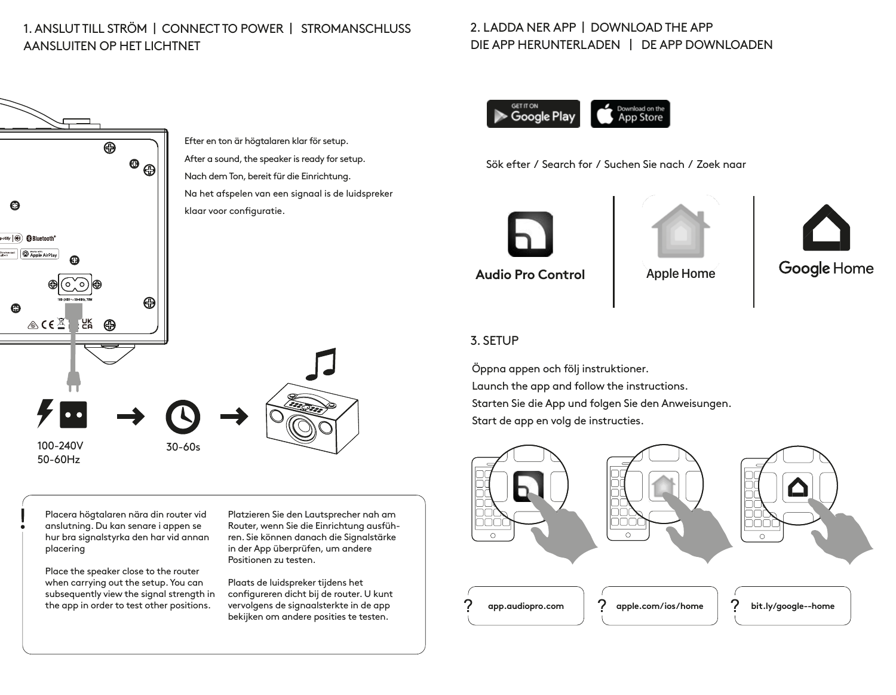## 1. ANSLUT TILL STRÖM | CONNECT TO POWER | STROMANSCHLUSS AANSLUITEN OP HET LICHTNET

Efter en ton är högtalaren klar för setup.

After a sound, the speaker is ready for setup.

Nach dem Ton, bereit für die Einrichtung.

Na het afspelen van een signaal is de luidspreker klaar voor configuratie.

100-240V
50-60Hz

30-60s

Placera högtalaren nära din router vid anslutning. Du kan senare i appen se hur bra signalstyrka den har vid annan placering

Place the speaker close to the router when carrying out the setup. You can subsequently view the signal strength in the app in order to test other positions.

Platzieren Sie den Lautsprecher nah am Router, wenn Sie die Einrichtung ausführen. Sie können danach die Signalstärke in der App überprüfen, um andere Positionen zu testen.

Plaats de luidspreker tijdens het configureren dicht bij de router. U kunt vervolgens de signaalsterkte in de app bekijken om andere posities te testen.

## 2. LADDA NER APP | DOWNLOAD THE APP DIE APP HERUNTERLADEN | DE APP DOWNLOADEN

GET IT ON Google Play | Download on the App Store

Sök efter / Search for / Suchen Sie nach / Zoek naar

**Audio Pro Control** | Apple Home | Google Home

## 3. SETUP

Öppna appen och följ instruktioner.
Launch the app and follow the instructions.
Starten Sie die App und folgen Sie den Anweisungen.
Start de app en volg de instructies.

? **app.audiopro.com**

? **apple.com/ios/home**

? **bit.ly/google--home**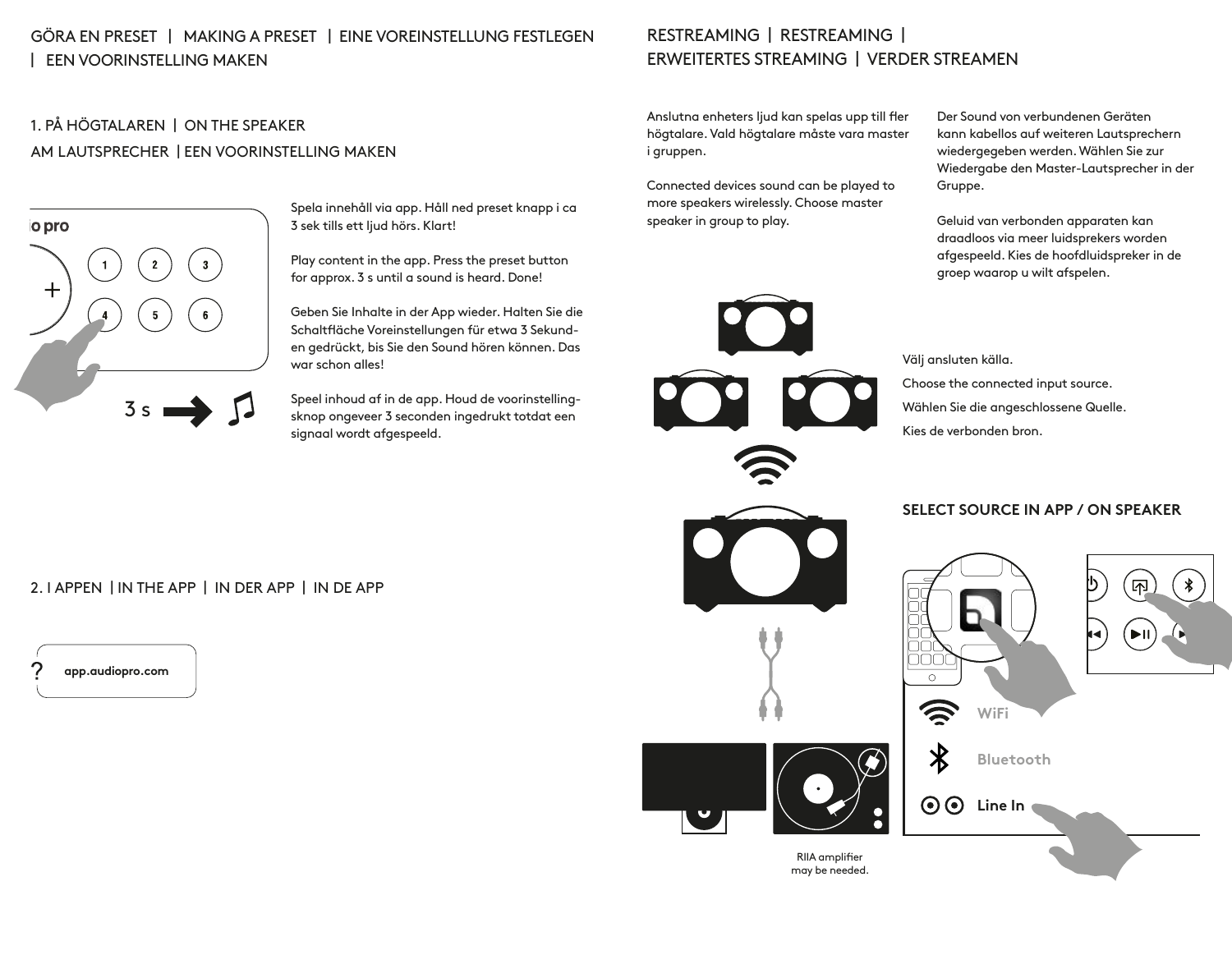# GÖRA EN PRESET | MAKING A PRESET | EINE VOREINSTELLUNG FESTLEGEN | EEN VOORINSTELLING MAKEN

## 1. PÅ HÖGTALAREN | ON THE SPEAKER AM LAUTSPRECHER | EEN VOORINSTELLING MAKEN

Spela innehåll via app. Håll ned preset knapp i ca 3 sek tills ett ljud hörs. Klart!

Play content in the app. Press the preset button for approx. 3 s until a sound is heard. Done!

Geben Sie Inhalte in der App wieder. Halten Sie die Schaltfläche Voreinstellungen für etwa 3 Sekunden gedrückt, bis Sie den Sound hören können. Das war schon alles!

Speel inhoud af in de app. Houd de voorinstellingsknop ongeveer 3 seconden ingedrukt totdat een signaal wordt afgespeeld.

3 s

## 2. I APPEN | IN THE APP | IN DER APP | IN DE APP

app.audiopro.com

# RESTREAMING | RESTREAMING | ERWEITERTES STREAMING | VERDER STREAMEN

Anslutna enheters ljud kan spelas upp till fler högtalare. Vald högtalare måste vara master i gruppen.

Connected devices sound can be played to more speakers wirelessly. Choose master speaker in group to play.

Der Sound von verbundenen Geräten kann kabellos auf weiteren Lautsprechern wiedergegeben werden. Wählen Sie zur Wiedergabe den Master-Lautsprecher in der Gruppe.

Geluid van verbonden apparaten kan draadloos via meer luidsprekers worden afgespeeld. Kies de hoofdluidspreker in de groep waarop u wilt afspelen.

Välj ansluten källa.

Choose the connected input source.

Wählen Sie die angeschlossene Quelle.

Kies de verbonden bron.

**SELECT SOURCE IN APP / ON SPEAKER**

WiFi

Bluetooth

Line In

RIIA amplifier may be needed.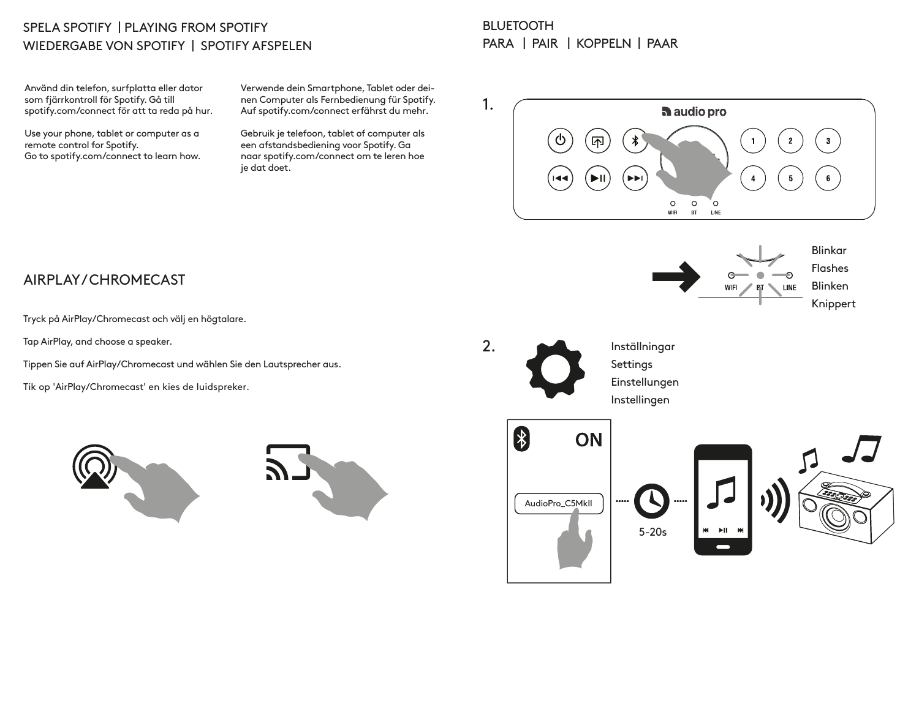## SPELA SPOTIFY | PLAYING FROM SPOTIFY
## WIEDERGABE VON SPOTIFY | SPOTIFY AFSPELEN

Använd din telefon, surfplatta eller dator som fjärrkontroll för Spotify. Gå till spotify.com/connect för att ta reda på hur.

Use your phone, tablet or computer as a remote control for Spotify.
Go to spotify.com/connect to learn how.

Verwende dein Smartphone, Tablet oder deinen Computer als Fernbedienung für Spotify. Auf spotify.com/connect erfährst du mehr.

Gebruik je telefoon, tablet of computer als een afstandsbediening voor Spotify. Ga naar spotify.com/connect om te leren hoe je dat doet.

## AIRPLAY / CHROMECAST

Tryck på AirPlay/Chromecast och välj en högtalare.

Tap AirPlay, and choose a speaker.

Tippen Sie auf AirPlay/Chromecast und wählen Sie den Lautsprecher aus.

Tik op 'AirPlay/Chromecast' en kies de luidspreker.

## BLUETOOTH
## PARA | PAIR | KOPPELN | PAAR

1.

WIFI BT LINE

Blinkar
Flashes
Blinken
Knippert

2.

Inställningar
Settings
Einstellungen
Instellingen

ON

AudioPro_C5MkII

5-20s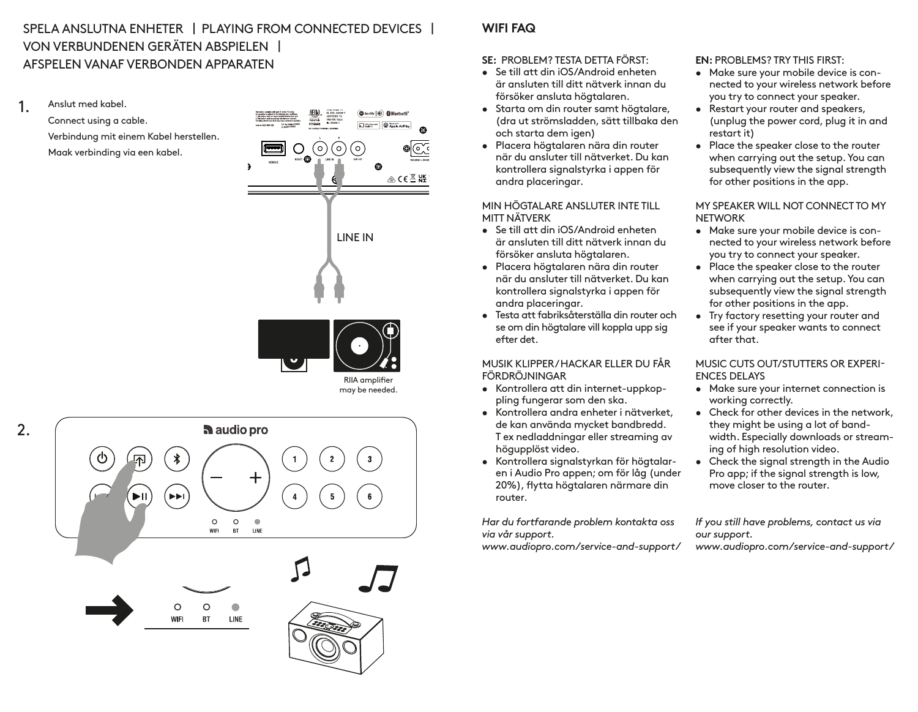# SPELA ANSLUTNA ENHETER | PLAYING FROM CONNECTED DEVICES | VON VERBUNDENEN GERÄTEN ABSPIELEN | AFSPELEN VANAF VERBONDEN APPARATEN

1. Anslut med kabel.
   Connect using a cable.
   Verbindung mit einem Kabel herstellen.
   Maak verbinding via een kabel.

LINE IN

RIIA amplifier may be needed.

2.

## WIFI FAQ

**SE:** PROBLEM? TESTA DETTA FÖRST:

- Se till att din iOS/Android enheten är ansluten till ditt nätverk innan du försöker ansluta högtalaren.
- Starta om din router samt högtalare, (dra ut strömsladden, sätt tillbaka den och starta dem igen)
- Placera högtalaren nära din router när du ansluter till nätverket. Du kan kontrollera signalstyrka i appen för andra placeringar.

MIN HÖGTALARE ANSLUTER INTE TILL MITT NÄTVERK

- Se till att din iOS/Android enheten är ansluten till ditt nätverk innan du försöker ansluta högtalaren.
- Placera högtalaren nära din router när du ansluter till nätverket. Du kan kontrollera signalstyrka i appen för andra placeringar.
- Testa att fabriksåterställa din router och se om din högtalare vill koppla upp sig efter det.

MUSIK KLIPPER/HACKAR ELLER DU FÅR FÖRDRÖJNINGAR

- Kontrollera att din internet-uppkoppling fungerar som den ska.
- Kontrollera andra enheter i nätverket, de kan använda mycket bandbredd. T ex nedladdningar eller streaming av högupplöst video.
- Kontrollera signalstyrkan för högtalaren i Audio Pro appen; om för låg (under 20%), flytta högtalaren närmare din router.

*Har du fortfarande problem kontakta oss via vår support.*
*www.audiopro.com/service-and-support/*

**EN:** PROBLEMS? TRY THIS FIRST:

- Make sure your mobile device is connected to your wireless network before you try to connect your speaker.
- Restart your router and speakers, (unplug the power cord, plug it in and restart it)
- Place the speaker close to the router when carrying out the setup. You can subsequently view the signal strength for other positions in the app.

MY SPEAKER WILL NOT CONNECT TO MY NETWORK

- Make sure your mobile device is connected to your wireless network before you try to connect your speaker.
- Place the speaker close to the router when carrying out the setup. You can subsequently view the signal strength for other positions in the app.
- Try factory resetting your router and see if your speaker wants to connect after that.

MUSIC CUTS OUT/STUTTERS OR EXPERIENCES DELAYS

- Make sure your internet connection is working correctly.
- Check for other devices in the network, they might be using a lot of bandwidth. Especially downloads or streaming of high resolution video.
- Check the signal strength in the Audio Pro app; if the signal strength is low, move closer to the router.

*If you still have problems, contact us via our support.*
*www.audiopro.com/service-and-support/*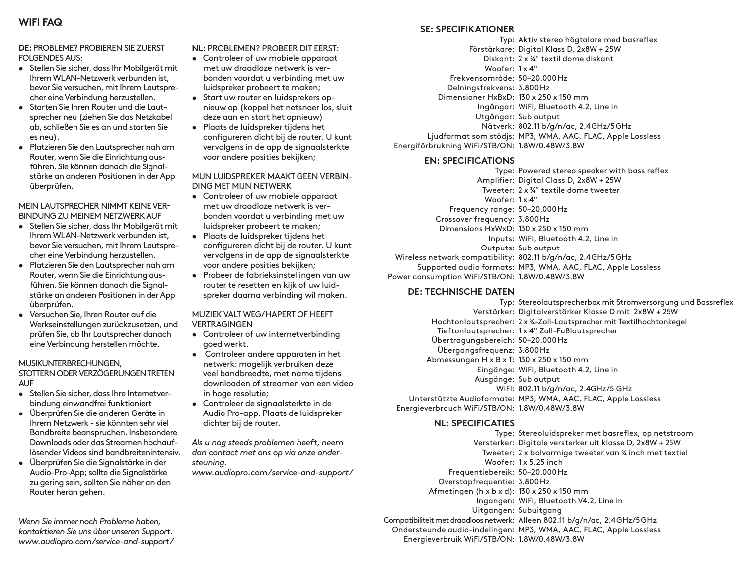## WIFI FAQ

**DE:** PROBLEME? PROBIEREN SIE ZUERST FOLGENDES AUS:

- Stellen Sie sicher, dass Ihr Mobilgerät mit Ihrem WLAN-Netzwerk verbunden ist, bevor Sie versuchen, mit Ihrem Lautsprecher eine Verbindung herzustellen.
- Starten Sie Ihren Router und die Lautsprecher neu (ziehen Sie das Netzkabel ab, schließen Sie es an und starten Sie es neu).
- Platzieren Sie den Lautsprecher nah am Router, wenn Sie die Einrichtung ausführen. Sie können danach die Signalstärke an anderen Positionen in der App überprüfen.

MEIN LAUTSPRECHER NIMMT KEINE VERBINDUNG ZU MEINEM NETZWERK AUF

- Stellen Sie sicher, dass Ihr Mobilgerät mit Ihrem WLAN-Netzwerk verbunden ist, bevor Sie versuchen, mit Ihrem Lautsprecher eine Verbindung herzustellen.
- Platzieren Sie den Lautsprecher nah am Router, wenn Sie die Einrichtung ausführen. Sie können danach die Signalstärke an anderen Positionen in der App überprüfen.
- Versuchen Sie, Ihren Router auf die Werkseinstellungen zurückzusetzen, und prüfen Sie, ob Ihr Lautsprecher danach eine Verbindung herstellen möchte.

MUSIKUNTERBRECHUNGEN, STOTTERN ODER VERZÖGERUNGEN TRETEN AUF

- Stellen Sie sicher, dass Ihre Internetverbindung einwandfrei funktioniert
- Überprüfen Sie die anderen Geräte in Ihrem Netzwerk - sie könnten sehr viel Bandbreite beanspruchen. Insbesondere Downloads oder das Streamen hochauflösender Videos sind bandbreitenintensiv.
- Überprüfen Sie die Signalstärke in der Audio-Pro-App; sollte die Signalstärke zu gering sein, sollten Sie näher an den Router heran gehen.

*Wenn Sie immer noch Probleme haben, kontaktieren Sie uns über unseren Support. www.audiopro.com/service-and-support/*

**NL:** PROBLEMEN? PROBEER DIT EERST:

- Controleer of uw mobiele apparaat met uw draadloze netwerk is verbonden voordat u verbinding met uw luidspreker probeert te maken;
- Start uw router en luidsprekers opnieuw op (koppel het netsnoer los, sluit deze aan en start het opnieuw)
- Plaats de luidspreker tijdens het configureren dicht bij de router. U kunt vervolgens in de app de signaalsterkte voor andere posities bekijken;

MIJN LUIDSPREKER MAAKT GEEN VERBINDING MET MIJN NETWERK

- Controleer of uw mobiele apparaat met uw draadloze netwerk is verbonden voordat u verbinding met uw luidspreker probeert te maken;
- Plaats de luidspreker tijdens het configureren dicht bij de router. U kunt vervolgens in de app de signaalsterkte voor andere posities bekijken;
- Probeer de fabrieksinstellingen van uw router te resetten en kijk of uw luidspreker daarna verbinding wil maken.

MUZIEK VALT WEG/HAPERT OF HEEFT VERTRAGINGEN

- Controleer of uw internetverbinding goed werkt.
- Controleer andere apparaten in het netwerk: mogelijk verbruiken deze veel bandbreedte, met name tijdens downloaden of streamen van een video in hoge resolutie;
- Controleer de signaalsterkte in de Audio Pro-app. Plaats de luidspreker dichter bij de router.

*Als u nog steeds problemen heeft, neem dan contact met ons op via onze ondersteuning. www.audiopro.com/service-and-support/*

### SE: SPECIFIKATIONER

| | |
|---|---|
| Typ: | Aktiv stereo högtalare med basreflex |
| Förstärkare: | Digital Klass D, 2x8W + 25W |
| Diskant: | 2 x ¾" textil dome diskant |
| Woofer: | 1 x 4" |
| Frekvensområde: | 50–20.000 Hz |
| Delningsfrekvens: | 3.800 Hz |
| Dimensioner HxBxD: | 130 x 250 x 150 mm |
| Ingångar: | WiFi, Bluetooth 4.2, Line in |
| Utgångar: | Sub output |
| Nätverk: | 802.11 b/g/n/ac, 2.4 GHz/5 GHz |
| Ljudformat som stödjs: | MP3, WMA, AAC, FLAC, Apple Lossless |
| Energiförbrukning WiFi/STB/ON: | 1.8W/0.48W/3.8W |

### EN: SPECIFICATIONS

| | |
|---|---|
| Type: | Powered stereo speaker with bass reflex |
| Amplifier: | Digital Class D, 2x8W + 25W |
| Tweeter: | 2 x ¾" textile dome tweeter |
| Woofer: | 1 x 4" |
| Frequency range: | 50–20.000 Hz |
| Crossover frequency: | 3.800 Hz |
| Dimensions HxWxD: | 130 x 250 x 150 mm |
| Inputs: | WiFi, Bluetooth 4.2, Line in |
| Outputs: | Sub output |
| Wireless network compatibility: | 802.11 b/g/n/ac, 2.4 GHz/5 GHz |
| Supported audio formats: | MP3, WMA, AAC, FLAC, Apple Lossless |
| Power consumption WiFi/STB/ON: | 1.8W/0.48W/3.8W |

### DE: TECHNISCHE DATEN

| | |
|---|---|
| Typ: | Stereolautsprecherbox mit Stromversorgung und Bassreflex |
| Verstärker: | Digitalverstärker Klasse D mit 2x8W + 25W |
| Hochtonlautsprecher: | 2 x ¾-Zoll-Lautsprecher mit Textilhochtonkegel |
| Tieftonlautsprecher: | 1 x 4" Zoll-Fußlautsprecher |
| Übertragungsbereich: | 50–20.000 Hz |
| Übergangsfrequenz: | 3.800 Hz |
| Abmessungen H x B x T: | 130 x 250 x 150 mm |
| Eingänge: | WiFi, Bluetooth 4.2, Line in |
| Ausgänge: | Sub output |
| WiFI: | 802.11 b/g/n/ac, 2.4GHz/5 GHz |
| Unterstützte Audioformate: | MP3, WMA, AAC, FLAC, Apple Lossless |
| Energieverbrauch WiFi/STB/ON: | 1.8W/0.48W/3.8W |

### NL: SPECIFICATIES

| | |
|---|---|
| Type: | Stereoluidspreker met basreflex, op netstroom |
| Versterker: | Digitale versterker uit klasse D, 2x8W + 25W |
| Tweeter: | 2 x bolvormige tweeter van ¾ inch met textiel |
| Woofer: | 1 x 5.25 inch |
| Frequentiebereik: | 50–20.000 Hz |
| Overstapfrequentie: | 3.800 Hz |
| Afmetingen (h x b x d): | 130 x 250 x 150 mm |
| Ingangen: | WiFi, Bluetooth V4.2, Line in |
| Uitgangen: | Subuitgang |
| Compatibiliteit met draadloos netwerk: | Alleen 802.11 b/g/n/ac, 2.4 GHz/5 GHz |
| Ondersteunde audio-indelingen: | MP3, WMA, AAC, FLAC, Apple Lossless |
| Energieverbruik WiFi/STB/ON: | 1.8W/0.48W/3.8W |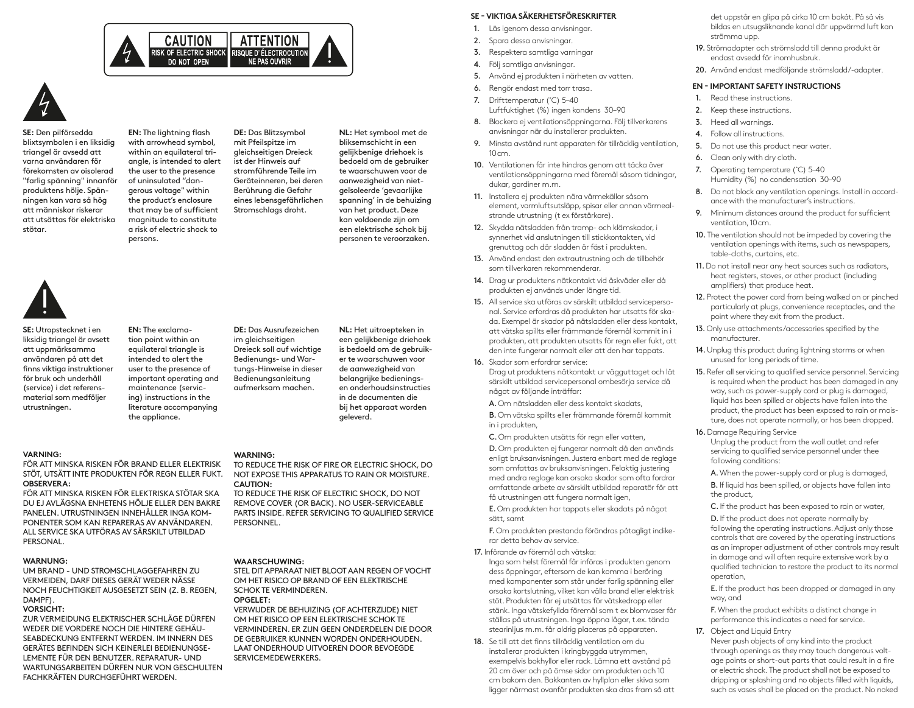CAUTION
RISK OF ELECTRIC SHOCK
DO NOT OPEN

ATTENTION
RISQUE D'ÉLECTROCUTION
NE PAS OUVRIR

**SE:** Den pilförsedda blixtsymbolen i en liksidig triangel är avsedd att varna användaren för förekomsten av oisolerad "farlig spänning" innanför produktens hölje. Spänningen kan vara så hög att människor riskerar att utsättas för elektriska stötar.

**EN:** The lightning flash with arrowhead symbol, within an equilateral triangle, is intended to alert the user to the presence of uninsulated "dangerous voltage" within the product's enclosure that may be of sufficient magnitude to constitute a risk of electric shock to persons.

**DE:** Das Blitzsymbol mit Pfeilspitze im gleichseitigen Dreieck ist der Hinweis auf stromführende Teile im Geräteinneren, bei deren Berührung die Gefahr eines lebensgefährlichen Stromschlags droht.

**NL:** Het symbool met de bliksemschicht in een gelijkbenige driehoek is bedoeld om de gebruiker te waarschuwen voor de aanwezigheid van niet-geïsoleerde 'gevaarlijke spanning' in de behuizing van het product. Deze kan voldoende zijn om een elektrische schok bij personen te veroorzaken.

**SE:** Utropstecknet i en liksidig triangel är avsett att uppmärksamma användaren på att det finns viktiga instruktioner för bruk och underhåll (service) i det referensmaterial som medföljer utrustningen.

**EN:** The exclamation point within an equilateral triangle is intended to alert the user to the presence of important operating and maintenance (servicing) instructions in the literature accompanying the appliance.

**DE:** Das Ausrufezeichen im gleichseitigen Dreieck soll auf wichtige Bedienungs- und Wartungs-Hinweise in dieser Bedienungsanleitung aufmerksam machen.

**NL:** Het uitroepteken in een gelijkbenige driehoek is bedoeld om de gebruiker te waarschuwen voor de aanwezigheid van belangrijke bedienings- en onderhoudsinstructies in de documenten die bij het apparaat worden geleverd.

**VARNING:**
FÖR ATT MINSKA RISKEN FÖR BRAND ELLER ELEKTRISK STÖT, UTSÄTT INTE PRODUKTEN FÖR REGN ELLER FUKT.
**OBSERVERA:**
FÖR ATT MINSKA RISKEN FÖR ELEKTRISKA STÖTAR SKA DU EJ AVLÄGSNA ENHETENS HÖLJE ELLER DEN BAKRE PANELEN. UTRUSTNINGEN INNEHÅLLER INGA KOMPONENTER SOM KAN REPARERAS AV ANVÄNDAREN. ALL SERVICE SKA UTFÖRAS AV SÄRSKILT UTBILDAD PERSONAL.

**WARNING:**
TO REDUCE THE RISK OF FIRE OR ELECTRIC SHOCK, DO NOT EXPOSE THIS APPARATUS TO RAIN OR MOISTURE.
**CAUTION:**
TO REDUCE THE RISK OF ELECTRIC SHOCK, DO NOT REMOVE COVER (OR BACK). NO USER-SERVICEABLE PARTS INSIDE. REFER SERVICING TO QUALIFIED SERVICE PERSONNEL.

**WARNUNG:**
UM BRAND - UND STROMSCHLAGGEFAHREN ZU VERMEIDEN, DARF DIESES GERÄT WEDER NÄSSE NOCH FEUCHTIGKEIT AUSGESETZT SEIN (Z. B. REGEN, DAMPF).
**VORSICHT:**
ZUR VERMEIDUNG ELEKTRISCHER SCHLÄGE DÜRFEN WEDER DIE VORDERE NOCH DIE HINTERE GEHÄUSEABDECKUNG ENTFERNT WERDEN. IM INNERN DES GERÄTES BEFINDEN SICH KEINERLEI BEDIENUNGSELEMENTE FÜR DEN BENUTZER. REPARATUR- UND WARTUNGSARBEITEN DÜRFEN NUR VON GESCHULTEN FACHKRÄFTEN DURCHGEFÜHRT WERDEN.

**WAARSCHUWING:**
STEL DIT APPARAAT NIET BLOOT AAN REGEN OF VOCHT OM HET RISICO OP BRAND OF EEN ELEKTRISCHE SCHOK TE VERMINDEREN.
**OPGELET:**
VERWIJDER DE BEHUIZING (OF ACHTERZIJDE) NIET OM HET RISICO OP EEN ELEKTRISCHE SCHOK TE VERMINDEREN. ER ZIJN GEEN ONDERDELEN DIE DOOR DE GEBRUIKER KUNNEN WORDEN ONDERHOUDEN. LAAT ONDERHOUD UITVOEREN DOOR BEVOEGDE SERVICEMEDEWERKERS.

## SE - VIKTIGA SÄKERHETSFÖRESKRIFTER

1. Läs igenom dessa anvisningar.
2. Spara dessa anvisningar.
3. Respektera samtliga varningar
4. Följ samtliga anvisningar.
5. Använd ej produkten i närheten av vatten.
6. Rengör endast med torr trasa.
7. Drifttemperatur (˚C) 5–40
   Luftfuktighet (%) ingen kondens 30–90
8. Blockera ej ventilationsöppningarna. Följ tillverkarens anvisningar när du installerar produkten.
9. Minsta avstånd runt apparaten för tillräcklig ventilation, 10 cm.
10. Ventilationen får inte hindras genom att täcka över ventilationsöppningarna med föremål såsom tidningar, dukar, gardiner m.m.
11. Installera ej produkten nära värmekällor såsom element, varmluftsutsläpp, spisar eller annan värmealstrande utrustning (t ex förstärkare).
12. Skydda nätsladden från tramp- och klämskador, i synnerhet vid anslutningen till stickkontakten, vid grenuttag och där sladden är fäst i produkten.
13. Använd endast den extrautrustning och de tillbehör som tillverkaren rekommenderar.
14. Drag ur produktens nätkontakt vid åskväder eller då produkten ej används under längre tid.
15. All service ska utföras av särskilt utbildad servicepersonal. Service erfordras då produkten har utsatts för skada. Exempel är skador på nätsladden eller dess kontakt, att vätska spillts eller främmande föremål kommit in i produkten, att produkten utsatts för regn eller fukt, att den inte fungerar normalt eller att den har tappats.
16. Skador som erfordrar service:
    Drag ut produktens nätkontakt ur vägguttaget och låt särskilt utbildad servicepersonal ombesörja service då något av följande inträffar:
    **A.** Om nätsladden eller dess kontakt skadats,
    **B.** Om vätska spillts eller främmande föremål kommit in i produkten,
    **C.** Om produkten utsätts för regn eller vatten,
    **D.** Om produkten ej fungerar normalt då den används enligt bruksanvisningen. Justera enbart med de reglage som omfattas av bruksanvisningen. Felaktig justering med andra reglage kan orsaka skador som ofta fordrar omfattande arbete av särskilt utbildad reparatör för att få utrustningen att fungera normalt igen,
    **E.** Om produkten har tappats eller skadats på något sätt, samt
    **F.** Om produkten prestanda förändras påtagligt indikerar detta behov av service.
17. Införande av föremål och vätska:
    Inga som helst föremål får införas i produkten genom dess öppningar, eftersom de kan komma i beröring med komponenter som står under farlig spänning eller orsaka kortslutning, vilket kan vålla brand eller elektrisk stöt. Produkten får ej utsättas för vätskedropp eller stänk. Inga vätskefyllda föremål som t ex blomvaser får ställas på utrustningen. Inga öppna lågor, t.ex. tända stearinljus m.m. får aldrig placeras på apparaten.
18. Se till att det finns tillräcklig ventilation om du installerar produkten i kringbyggda utrymmen, exempelvis bokhyllor eller rack. Lämna ett avstånd på 20 cm över och på ömse sidor om produkten och 10 cm bakom den. Bakkanten av hyllplan eller skiva som ligger närmast ovanför produkten ska dras fram så att det uppstår en glipa på cirka 10 cm bakåt. På så vis bildas en utsugsliknande kanal där uppvärmd luft kan strömma upp.
19. Strömadapter och strömsladd till denna produkt är endast avsedd för inomhusbruk.
20. Använd endast medföljande strömsladd/-adapter.

## EN - IMPORTANT SAFETY INSTRUCTIONS

1. Read these instructions.
2. Keep these instructions.
3. Heed all warnings.
4. Follow all instructions.
5. Do not use this product near water.
6. Clean only with dry cloth.
7. Operating temperature (˚C) 5–40
   Humidity (%) no condensation 30–90
8. Do not block any ventilation openings. Install in accordance with the manufacturer's instructions.
9. Minimum distances around the product for sufficient ventilation, 10 cm.
10. The ventilation should not be impeded by covering the ventilation openings with items, such as newspapers, table-cloths, curtains, etc.
11. Do not install near any heat sources such as radiators, heat registers, stoves, or other product (including amplifiers) that produce heat.
12. Protect the power cord from being walked on or pinched particularly at plugs, convenience receptacles, and the point where they exit from the product.
13. Only use attachments/accessories specified by the manufacturer.
14. Unplug this product during lightning storms or when unused for long periods of time.
15. Refer all servicing to qualified service personnel. Servicing is required when the product has been damaged in any way, such as power-supply cord or plug is damaged, liquid has been spilled or objects have fallen into the product, the product has been exposed to rain or moisture, does not operate normally, or has been dropped.
16. Damage Requiring Service
    Unplug the product from the wall outlet and refer servicing to qualified service personnel under thee following conditions:
    **A.** When the power-supply cord or plug is damaged,
    **B.** If liquid has been spilled, or objects have fallen into the product,
    **C.** If the product has been exposed to rain or water,
    **D.** If the product does not operate normally by following the operating instructions. Adjust only those controls that are covered by the operating instructions as an improper adjustment of other controls may result in damage and will often require extensive work by a qualified technician to restore the product to its normal operation,
    **E.** If the product has been dropped or damaged in any way, and
    **F.** When the product exhibits a distinct change in performance this indicates a need for service.
17. Object and Liquid Entry
    Never push objects of any kind into the product through openings as they may touch dangerous voltage points or short-out parts that could result in a fire or electric shock. The product shall not be exposed to dripping or splashing and no objects filled with liquids, such as vases shall be placed on the product. No naked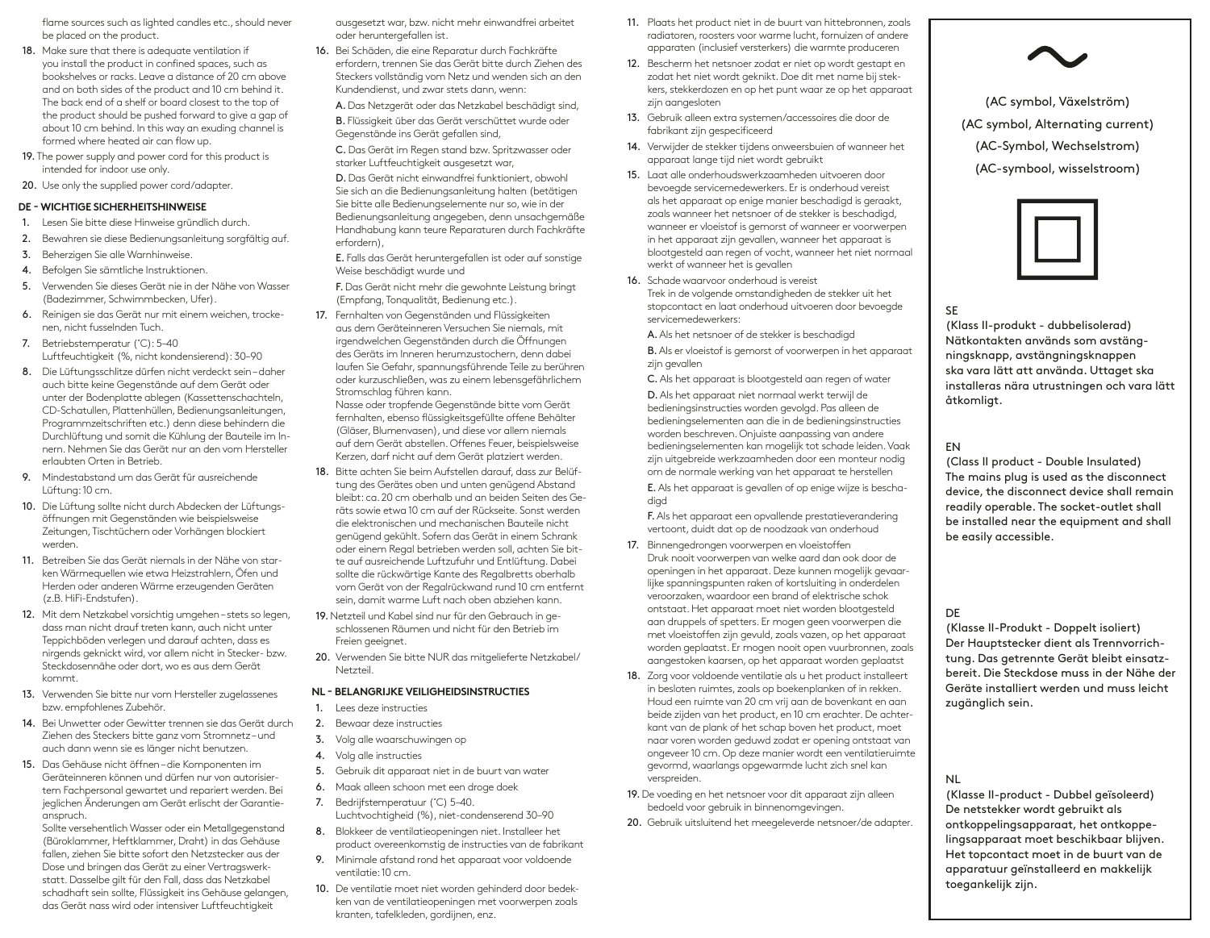flame sources such as lighted candles etc., should never be placed on the product.

18. Make sure that there is adequate ventilation if you install the product in confined spaces, such as bookshelves or racks. Leave a distance of 20 cm above and on both sides of the product and 10 cm behind it. The back end of a shelf or board closest to the top of the product should be pushed forward to give a gap of about 10 cm behind. In this way an exuding channel is formed where heated air can flow up.
19. The power supply and power cord for this product is intended for indoor use only.
20. Use only the supplied power cord/adapter.

**DE - WICHTIGE SICHERHEITSHINWEISE**

1. Lesen Sie bitte diese Hinweise gründlich durch.
2. Bewahren sie diese Bedienungsanleitung sorgfältig auf.
3. Beherzigen Sie alle Warnhinweise.
4. Befolgen Sie sämtliche Instruktionen.
5. Verwenden Sie dieses Gerät nie in der Nähe von Wasser (Badezimmer, Schwimmbecken, Ufer).
6. Reinigen sie das Gerät nur mit einem weichen, trockenen, nicht fusselnden Tuch.
7. Betriebstemperatur (°C): 5–40
   Luftfeuchtigkeit (%, nicht kondensierend): 30–90
8. Die Lüftungsschlitze dürfen nicht verdeckt sein – daher auch bitte keine Gegenstände auf dem Gerät oder unter der Bodenplatte ablegen (Kassettenschachteln, CD-Schatullen, Plattenhüllen, Bedienungsanleitungen, Programmzeitschriften etc.) denn diese behindern die Durchlüftung und somit die Kühlung der Bauteile im Innern. Nehmen Sie das Gerät nur an den vom Hersteller erlaubten Orten in Betrieb.
9. Mindestabstand um das Gerät für ausreichende Lüftung: 10 cm.
10. Die Lüftung sollte nicht durch Abdecken der Lüftungsöffnungen mit Gegenständen wie beispielsweise Zeitungen, Tischtüchern oder Vorhängen blockiert werden.
11. Betreiben Sie das Gerät niemals in der Nähe von starken Wärmequellen wie etwa Heizstrahlern, Öfen und Herden oder anderen Wärme erzeugenden Geräten (z.B. HiFi-Endstufen).
12. Mit dem Netzkabel vorsichtig umgehen – stets so legen, dass man nicht drauf treten kann, auch nicht unter Teppichböden verlegen und darauf achten, dass es nirgends geknickt wird, vor allem nicht in Stecker- bzw. Steckdosennähe oder dort, wo es aus dem Gerät kommt.
13. Verwenden Sie bitte nur vom Hersteller zugelassenes bzw. empfohlenes Zubehör.
14. Bei Unwetter oder Gewitter trennen sie das Gerät durch Ziehen des Steckers bitte ganz vom Stromnetz – und auch dann wenn sie es länger nicht benutzen.
15. Das Gehäuse nicht öffnen – die Komponenten im Geräteinneren können und dürfen nur von autorisiertem Fachpersonal gewartet und repariert werden. Bei jeglichen Änderungen am Gerät erlischt der Garantieanspruch.
   Sollte versehentlich Wasser oder ein Metallgegenstand (Büroklammer, Heftklammer, Draht) in das Gehäuse fallen, ziehen Sie bitte sofort den Netzstecker aus der Dose und bringen das Gerät zu einer Vertragswerkstatt. Dasselbe gilt für den Fall, dass das Netzkabel schadhaft sein sollte, Flüssigkeit ins Gehäuse gelangen, das Gerät nass wird oder intensiver Luftfeuchtigkeit ausgesetzt war, bzw. nicht mehr einwandfrei arbeitet oder heruntergefallen ist.
16. Bei Schäden, die eine Reparatur durch Fachkräfte erfordern, trennen Sie das Gerät bitte durch Ziehen des Steckers vollständig vom Netz und wenden sich an den Kundendienst, und zwar stets dann, wenn:
   A. Das Netzgerät oder das Netzkabel beschädigt sind,
   B. Flüssigkeit über das Gerät verschüttet wurde oder Gegenstände ins Gerät gefallen sind,
   C. Das Gerät im Regen stand bzw. Spritzwasser oder starker Luftfeuchtigkeit ausgesetzt war,
   D. Das Gerät nicht einwandfrei funktioniert, obwohl Sie sich an die Bedienungsanleitung halten (betätigen Sie bitte alle Bedienungselemente nur so, wie in der Bedienungsanleitung angegeben, denn unsachgemäße Handhabung kann teure Reparaturen durch Fachkräfte erfordern),
   E. Falls das Gerät heruntergefallen ist oder auf sonstige Weise beschädigt wurde und
   F. Das Gerät nicht mehr die gewohnte Leistung bringt (Empfang, Tonqualität, Bedienung etc.).
17. Fernhalten von Gegenständen und Flüssigkeiten aus dem Geräteinneren Versuchen Sie niemals, mit irgendwelchen Gegenständen durch die Öffnungen des Geräts im Inneren herumzustochern, denn dabei laufen Sie Gefahr, spannungsführende Teile zu berühren oder kurzzuschließen, was zu einem lebensgefährlichem Stromschlag führen kann.
   Nasse oder tropfende Gegenstände bitte vom Gerät fernhalten, ebenso flüssigkeitsgefüllte offene Behälter (Gläser, Blumenvasen), und diese vor allem niemals auf dem Gerät abstellen. Offenes Feuer, beispielsweise Kerzen, darf nicht auf dem Gerät platziert werden.
18. Bitte achten Sie beim Aufstellen darauf, dass zur Belüftung des Gerätes oben und unten genügend Abstand bleibt: ca. 20 cm oberhalb und an beiden Seiten des Geräts sowie etwa 10 cm auf der Rückseite. Sonst werden die elektronischen und mechanischen Bauteile nicht genügend gekühlt. Sofern das Gerät in einem Schrank oder einem Regal betrieben werden soll, achten Sie bitte auf ausreichende Luftzufuhr und Entlüftung. Dabei sollte die rückwärtige Kante des Regalbretts oberhalb vom Gerät von der Regalrückwand rund 10 cm entfernt sein, damit warme Luft nach oben abziehen kann.
19. Netzteil und Kabel sind nur für den Gebrauch in geschlossenen Räumen und nicht für den Betrieb im Freien geeignet.
20. Verwenden Sie bitte NUR das mitgelieferte Netzkabel/Netzteil.

**NL - BELANGRIJKE VEILIGHEIDSINSTRUCTIES**

1. Lees deze instructies
2. Bewaar deze instructies
3. Volg alle waarschuwingen op
4. Volg alle instructies
5. Gebruik dit apparaat niet in de buurt van water
6. Maak alleen schoon met een droge doek
7. Bedrijfstemperatuur (°C) 5–40.
   Luchtvochtigheid (%), niet-condenserend 30–90
8. Blokkeer de ventilatieopeningen niet. Installeer het product overeenkomstig de instructies van de fabrikant
9. Minimale afstand rond het apparaat voor voldoende ventilatie: 10 cm.
10. De ventilatie moet niet worden gehinderd door bedekken van de ventilatieopeningen met voorwerpen zoals kranten, tafelkleden, gordijnen, enz.
11. Plaats het product niet in de buurt van hittebronnen, zoals radiatoren, roosters voor warme lucht, fornuizen of andere apparaten (inclusief versterkers) die warmte produceren
12. Bescherm het netsnoer zodat er niet op wordt gestapt en zodat het niet wordt geknikt. Doe dit met name bij stekkers, stekkerdozen en op het punt waar ze op het apparaat zijn aangesloten
13. Gebruik alleen extra systemen/accessoires die door de fabrikant zijn gespecificeerd
14. Verwijder de stekker tijdens onweersbuien of wanneer het apparaat lange tijd niet wordt gebruikt
15. Laat alle onderhoudswerkzaamheden uitvoeren door bevoegde servicemedewerkers. Er is onderhoud vereist als het apparaat op enige manier beschadigd is geraakt, zoals wanneer het netsnoer of de stekker is beschadigd, wanneer er vloeistof is gemorst of wanneer er voorwerpen in het apparaat zijn gevallen, wanneer het apparaat is blootgesteld aan regen of vocht, wanneer het niet normaal werkt of wanneer het is gevallen
16. Schade waarvoor onderhoud is vereist
   Trek in de volgende omstandigheden de stekker uit het stopcontact en laat onderhoud uitvoeren door bevoegde servicemedewerkers:
   A. Als het netsnoer of de stekker is beschadigd
   B. Als er vloeistof is gemorst of voorwerpen in het apparaat zijn gevallen
   C. Als het apparaat is blootgesteld aan regen of water
   D. Als het apparaat niet normaal werkt terwijl de bedieningsinstructies worden gevolgd. Pas alleen de bedieningselementen aan die in de bedieningsinstructies worden beschreven. Onjuiste aanpassing van andere bedieningselementen kan mogelijk tot schade leiden. Vaak zijn uitgebreide werkzaamheden door een monteur nodig om de normale werking van het apparaat te herstellen
   E. Als het apparaat is gevallen of op enige wijze is beschadigd
   F. Als het apparaat een opvallende prestatieverandering vertoont, duidt dat op de noodzaak van onderhoud
17. Binnengedrongen voorwerpen en vloeistoffen
   Druk nooit voorwerpen van welke aard dan ook door de openingen in het apparaat. Deze kunnen mogelijk gevaarlijke spanningspunten raken of kortsluiting in onderdelen veroorzaken, waardoor een brand of elektrische schok ontstaat. Het apparaat moet niet worden blootgesteld aan druppels of spetters. Er mogen geen voorwerpen die met vloeistoffen zijn gevuld, zoals vazen, op het apparaat worden geplaatst. Er mogen nooit open vuurbronnen, zoals aangestoken kaarsen, op het apparaat worden geplaatst
18. Zorg voor voldoende ventilatie als u het product installeert in besloten ruimtes, zoals op boekenplanken of in rekken. Houd een ruimte van 20 cm vrij aan de bovenkant en aan beide zijden van het product, en 10 cm erachter. De achterkant van de plank of het schap boven het product, moet naar voren worden geduwd zodat er opening ontstaat van ongeveer 10 cm. Op deze manier wordt een ventilatieruimte gevormd, waarlangs opgewarmde lucht zich snel kan verspreiden.
19. De voeding en het netsnoer voor dit apparaat zijn alleen bedoeld voor gebruik in binnenomgevingen.
20. Gebruik uitsluitend het meegeleverde netsnoer/de adapter.

~

(AC symbol, Växelström)

(AC symbol, Alternating current)

(AC-Symbol, Wechselstrom)

(AC-symbool, wisselstroom)

SE

(Klass II-produkt - dubbelisolerad)
Nätkontakten används som avstängningsknapp, avstängningsknappen ska vara lätt att använda. Uttaget ska installeras nära utrustningen och vara lätt åtkomligt.

EN

(Class II product - Double Insulated)
The mains plug is used as the disconnect device, the disconnect device shall remain readily operable. The socket-outlet shall be installed near the equipment and shall be easily accessible.

DE

(Klasse II-Produkt - Doppelt isoliert)
Der Hauptstecker dient als Trennvorrichtung. Das getrennte Gerät bleibt einsatzbereit. Die Steckdose muss in der Nähe der Geräte installiert werden und muss leicht zugänglich sein.

NL

(Klasse II-product - Dubbel geïsoleerd)
De netstekker wordt gebruikt als ontkoppelingsapparaat, het ontkoppelingsapparaat moet beschikbaar blijven. Het topcontact moet in de buurt van de apparatuur geïnstalleerd en makkelijk toegankelijk zijn.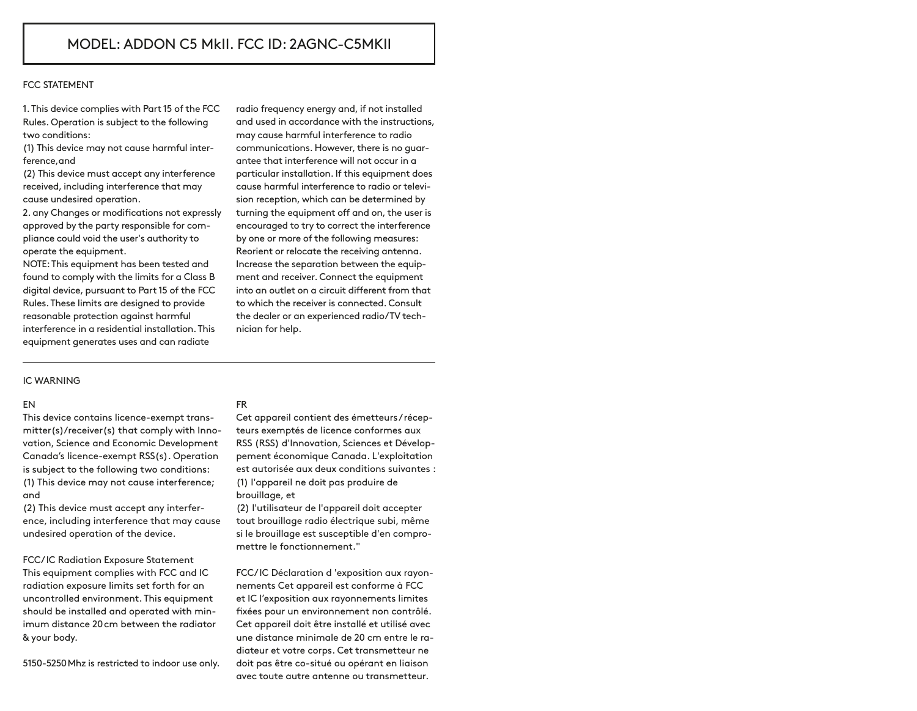# MODEL: ADDON C5 MkII. FCC ID: 2AGNC-C5MKII

## FCC STATEMENT

1. This device complies with Part 15 of the FCC Rules. Operation is subject to the following two conditions:
(1) This device may not cause harmful interference,and
(2) This device must accept any interference received, including interference that may cause undesired operation.
2. any Changes or modifications not expressly approved by the party responsible for compliance could void the user's authority to operate the equipment.
NOTE: This equipment has been tested and found to comply with the limits for a Class B digital device, pursuant to Part 15 of the FCC Rules. These limits are designed to provide reasonable protection against harmful interference in a residential installation. This equipment generates uses and can radiate radio frequency energy and, if not installed and used in accordance with the instructions, may cause harmful interference to radio communications. However, there is no guarantee that interference will not occur in a particular installation. If this equipment does cause harmful interference to radio or television reception, which can be determined by turning the equipment off and on, the user is encouraged to try to correct the interference by one or more of the following measures:
Reorient or relocate the receiving antenna.
Increase the separation between the equipment and receiver. Connect the equipment into an outlet on a circuit different from that to which the receiver is connected. Consult the dealer or an experienced radio/TV technician for help.

---

## IC WARNING

EN

This device contains licence-exempt transmitter(s)/receiver(s) that comply with Innovation, Science and Economic Development Canada's licence-exempt RSS(s). Operation is subject to the following two conditions:
(1) This device may not cause interference; and
(2) This device must accept any interference, including interference that may cause undesired operation of the device.

FCC/IC Radiation Exposure Statement
This equipment complies with FCC and IC radiation exposure limits set forth for an uncontrolled environment. This equipment should be installed and operated with minimum distance 20 cm between the radiator & your body.

5150-5250 Mhz is restricted to indoor use only.

FR

Cet appareil contient des émetteurs / récepteurs exemptés de licence conformes aux RSS (RSS) d'Innovation, Sciences et Développement économique Canada. L'exploitation est autorisée aux deux conditions suivantes :
(1) l'appareil ne doit pas produire de brouillage, et
(2) l'utilisateur de l'appareil doit accepter tout brouillage radio électrique subi, même si le brouillage est susceptible d'en compromettre le fonctionnement."

FCC/IC Déclaration d 'exposition aux rayonnements Cet appareil est conforme à FCC et IC l'exposition aux rayonnements limites fixées pour un environnement non contrôlé. Cet appareil doit être installé et utilisé avec une distance minimale de 20 cm entre le radiateur et votre corps. Cet transmetteur ne doit pas être co-situé ou opérant en liaison avec toute autre antenne ou transmetteur.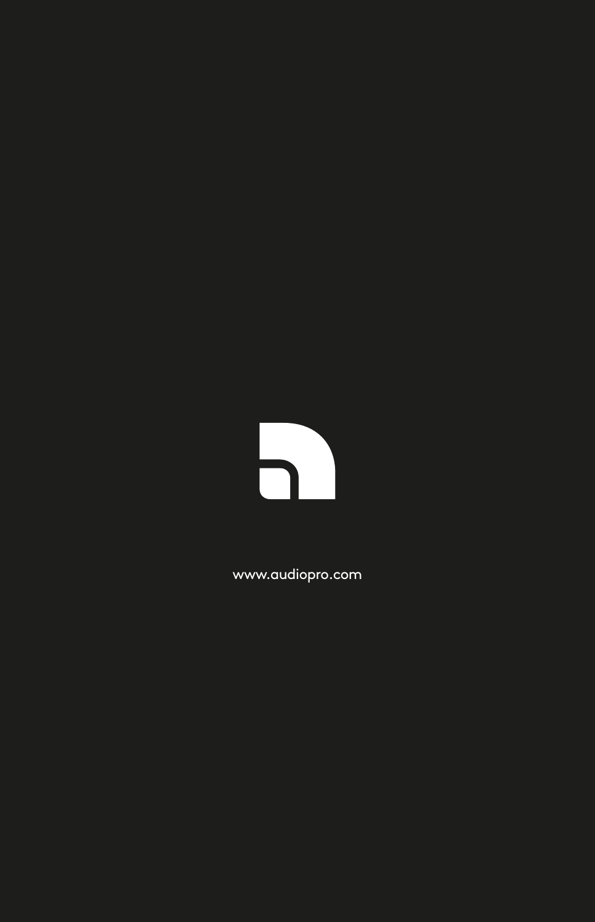www.audiopro.com